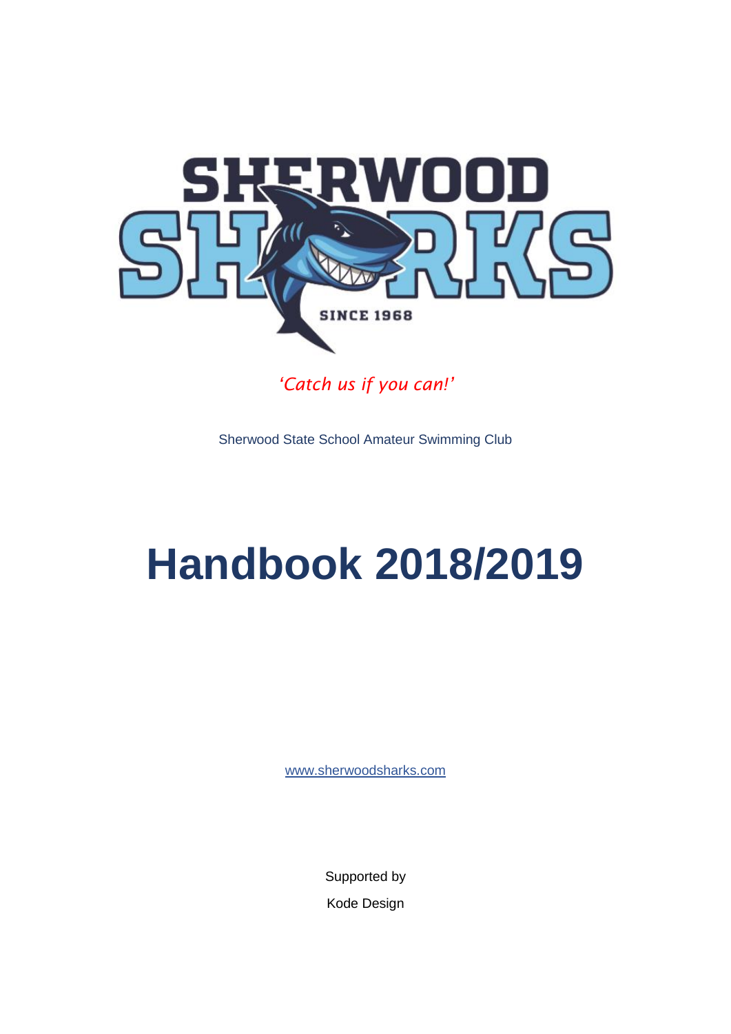SHERWOOD SHARKS

SINCE 1968

*'Catch us if you can!'*

Sherwood State School Amateur Swimming Club

# Handbook 2018/2019

www.sherwoodsharks.com

Supported by

Kode Design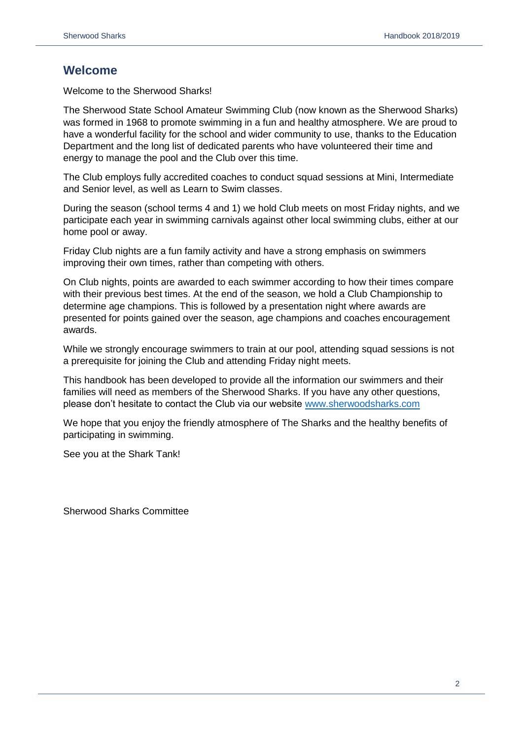## Welcome

Welcome to the Sherwood Sharks!

The Sherwood State School Amateur Swimming Club (now known as the Sherwood Sharks) was formed in 1968 to promote swimming in a fun and healthy atmosphere. We are proud to have a wonderful facility for the school and wider community to use, thanks to the Education Department and the long list of dedicated parents who have volunteered their time and energy to manage the pool and the Club over this time.

The Club employs fully accredited coaches to conduct squad sessions at Mini, Intermediate and Senior level, as well as Learn to Swim classes.

During the season (school terms 4 and 1) we hold Club meets on most Friday nights, and we participate each year in swimming carnivals against other local swimming clubs, either at our home pool or away.

Friday Club nights are a fun family activity and have a strong emphasis on swimmers improving their own times, rather than competing with others.

On Club nights, points are awarded to each swimmer according to how their times compare with their previous best times. At the end of the season, we hold a Club Championship to determine age champions. This is followed by a presentation night where awards are presented for points gained over the season, age champions and coaches encouragement awards.

While we strongly encourage swimmers to train at our pool, attending squad sessions is not a prerequisite for joining the Club and attending Friday night meets.

This handbook has been developed to provide all the information our swimmers and their families will need as members of the Sherwood Sharks. If you have any other questions, please don't hesitate to contact the Club via our website [www.sherwoodsharks.com](http://www.sherwoodsharks.com)

We hope that you enjoy the friendly atmosphere of The Sharks and the healthy benefits of participating in swimming.

See you at the Shark Tank!

Sherwood Sharks Committee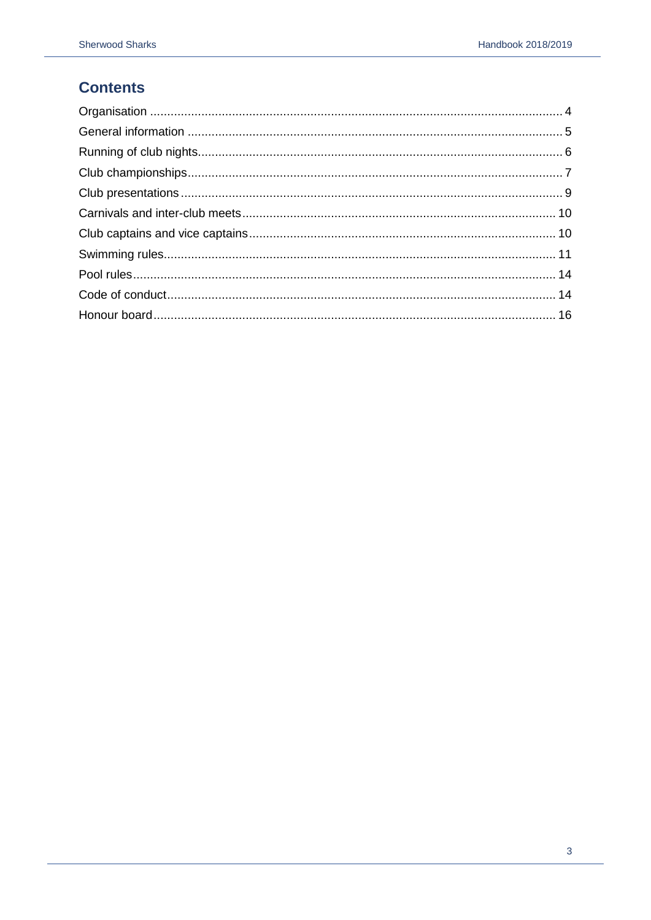## Contents

Organisation ........................................................................................................................ 4
General information ............................................................................................................ 5
Running of club nights......................................................................................................... 6
Club championships............................................................................................................ 7
Club presentations .............................................................................................................. 9
Carnivals and inter-club meets.......................................................................................... 10
Club captains and vice captains......................................................................................... 10
Swimming rules.................................................................................................................. 11
Pool rules........................................................................................................................... 14
Code of conduct................................................................................................................. 14
Honour board..................................................................................................................... 16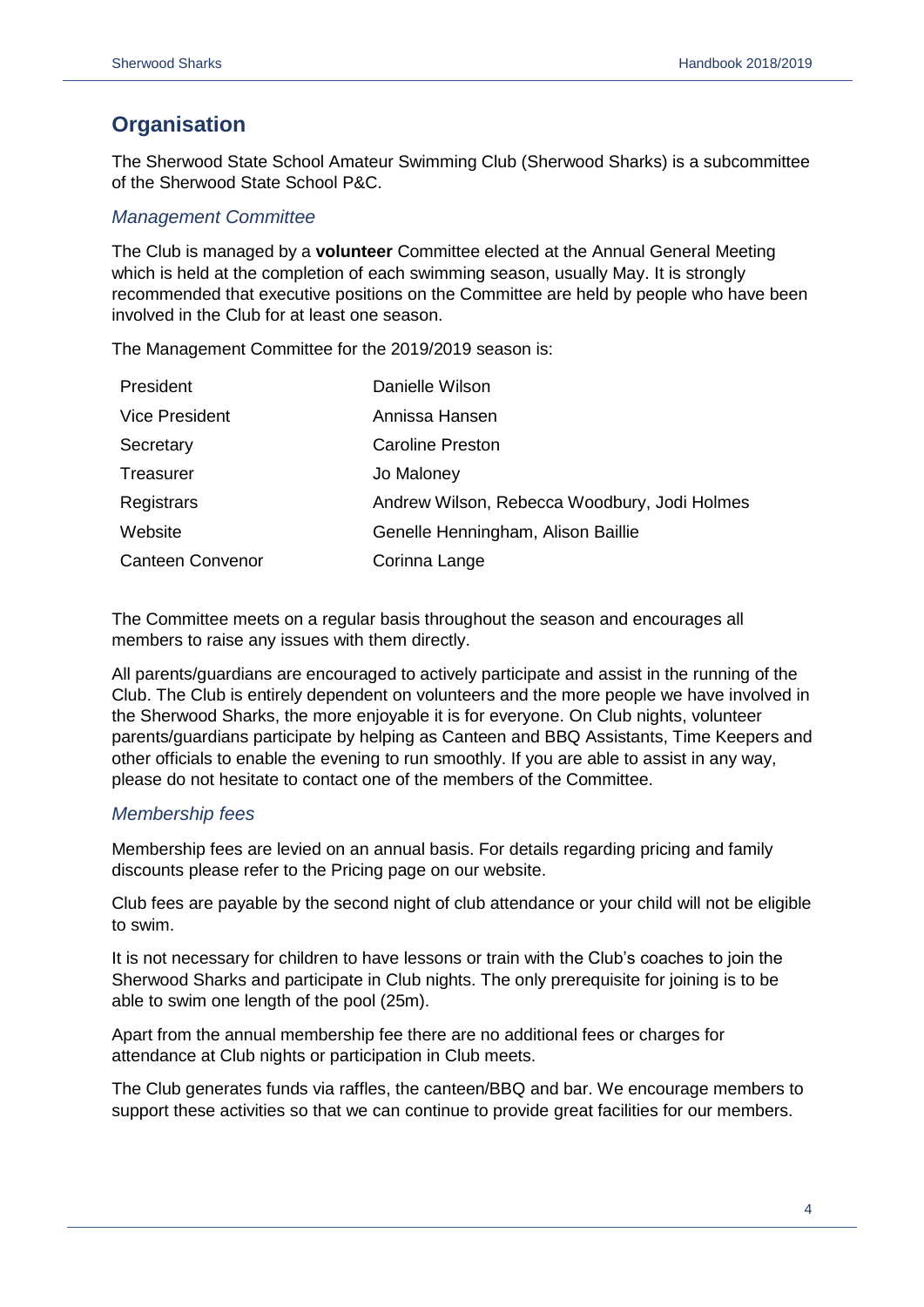## Organisation

The Sherwood State School Amateur Swimming Club (Sherwood Sharks) is a subcommittee of the Sherwood State School P&C.

### *Management Committee*

The Club is managed by a **volunteer** Committee elected at the Annual General Meeting which is held at the completion of each swimming season, usually May. It is strongly recommended that executive positions on the Committee are held by people who have been involved in the Club for at least one season.

The Management Committee for the 2019/2019 season is:

| | |
|---|---|
| President | Danielle Wilson |
| Vice President | Annissa Hansen |
| Secretary | Caroline Preston |
| Treasurer | Jo Maloney |
| Registrars | Andrew Wilson, Rebecca Woodbury, Jodi Holmes |
| Website | Genelle Henningham, Alison Baillie |
| Canteen Convenor | Corinna Lange |

The Committee meets on a regular basis throughout the season and encourages all members to raise any issues with them directly.

All parents/guardians are encouraged to actively participate and assist in the running of the Club. The Club is entirely dependent on volunteers and the more people we have involved in the Sherwood Sharks, the more enjoyable it is for everyone. On Club nights, volunteer parents/guardians participate by helping as Canteen and BBQ Assistants, Time Keepers and other officials to enable the evening to run smoothly. If you are able to assist in any way, please do not hesitate to contact one of the members of the Committee.

### *Membership fees*

Membership fees are levied on an annual basis. For details regarding pricing and family discounts please refer to the Pricing page on our website.

Club fees are payable by the second night of club attendance or your child will not be eligible to swim.

It is not necessary for children to have lessons or train with the Club's coaches to join the Sherwood Sharks and participate in Club nights. The only prerequisite for joining is to be able to swim one length of the pool (25m).

Apart from the annual membership fee there are no additional fees or charges for attendance at Club nights or participation in Club meets.

The Club generates funds via raffles, the canteen/BBQ and bar. We encourage members to support these activities so that we can continue to provide great facilities for our members.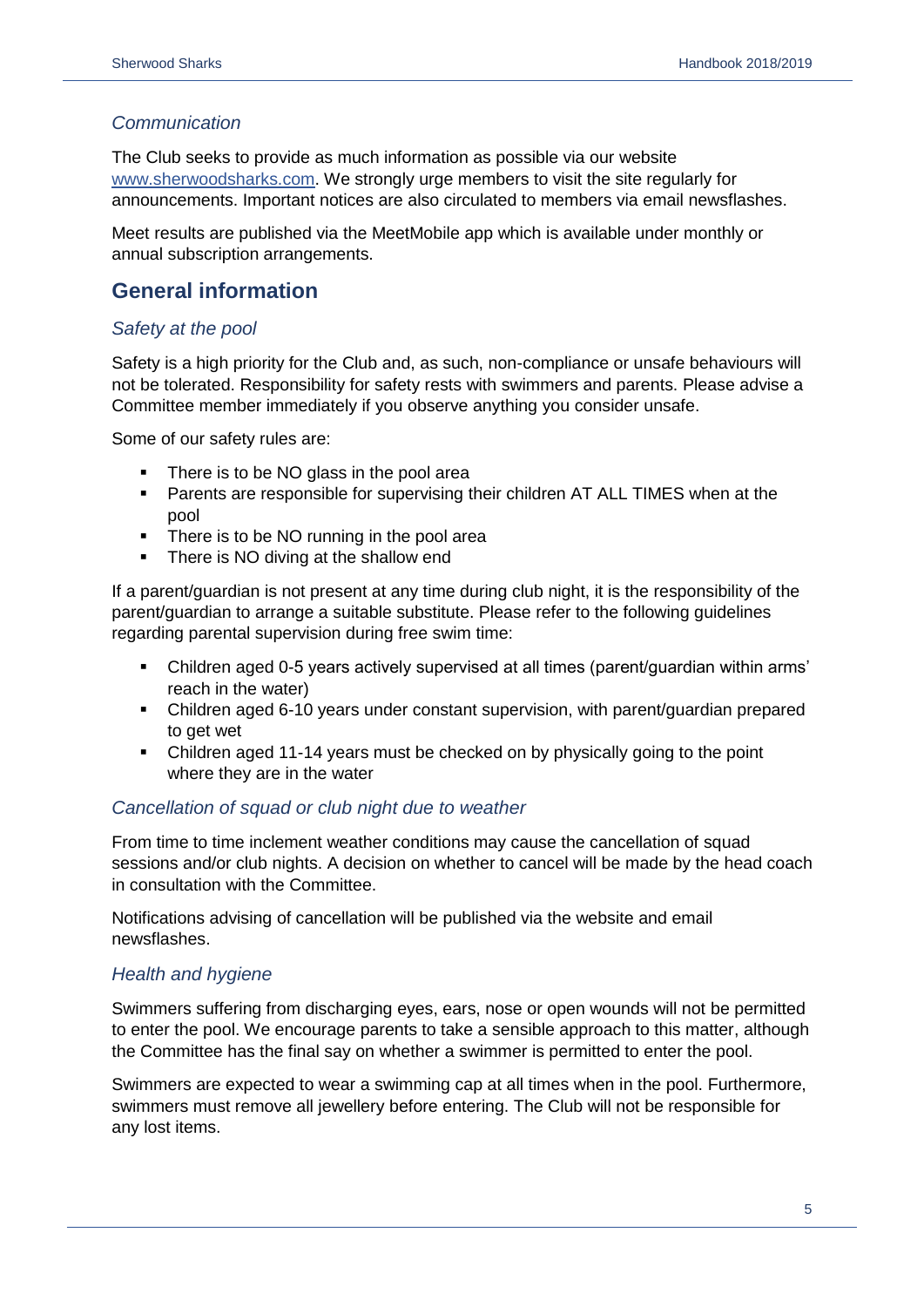### *Communication*

The Club seeks to provide as much information as possible via our website [www.sherwoodsharks.com](http://www.sherwoodsharks.com). We strongly urge members to visit the site regularly for announcements. Important notices are also circulated to members via email newsflashes.

Meet results are published via the MeetMobile app which is available under monthly or annual subscription arrangements.

## General information

### *Safety at the pool*

Safety is a high priority for the Club and, as such, non-compliance or unsafe behaviours will not be tolerated. Responsibility for safety rests with swimmers and parents. Please advise a Committee member immediately if you observe anything you consider unsafe.

Some of our safety rules are:

- There is to be NO glass in the pool area
- Parents are responsible for supervising their children AT ALL TIMES when at the pool
- There is to be NO running in the pool area
- There is NO diving at the shallow end

If a parent/guardian is not present at any time during club night, it is the responsibility of the parent/guardian to arrange a suitable substitute. Please refer to the following guidelines regarding parental supervision during free swim time:

- Children aged 0-5 years actively supervised at all times (parent/guardian within arms' reach in the water)
- Children aged 6-10 years under constant supervision, with parent/guardian prepared to get wet
- Children aged 11-14 years must be checked on by physically going to the point where they are in the water

### *Cancellation of squad or club night due to weather*

From time to time inclement weather conditions may cause the cancellation of squad sessions and/or club nights. A decision on whether to cancel will be made by the head coach in consultation with the Committee.

Notifications advising of cancellation will be published via the website and email newsflashes.

### *Health and hygiene*

Swimmers suffering from discharging eyes, ears, nose or open wounds will not be permitted to enter the pool. We encourage parents to take a sensible approach to this matter, although the Committee has the final say on whether a swimmer is permitted to enter the pool.

Swimmers are expected to wear a swimming cap at all times when in the pool. Furthermore, swimmers must remove all jewellery before entering. The Club will not be responsible for any lost items.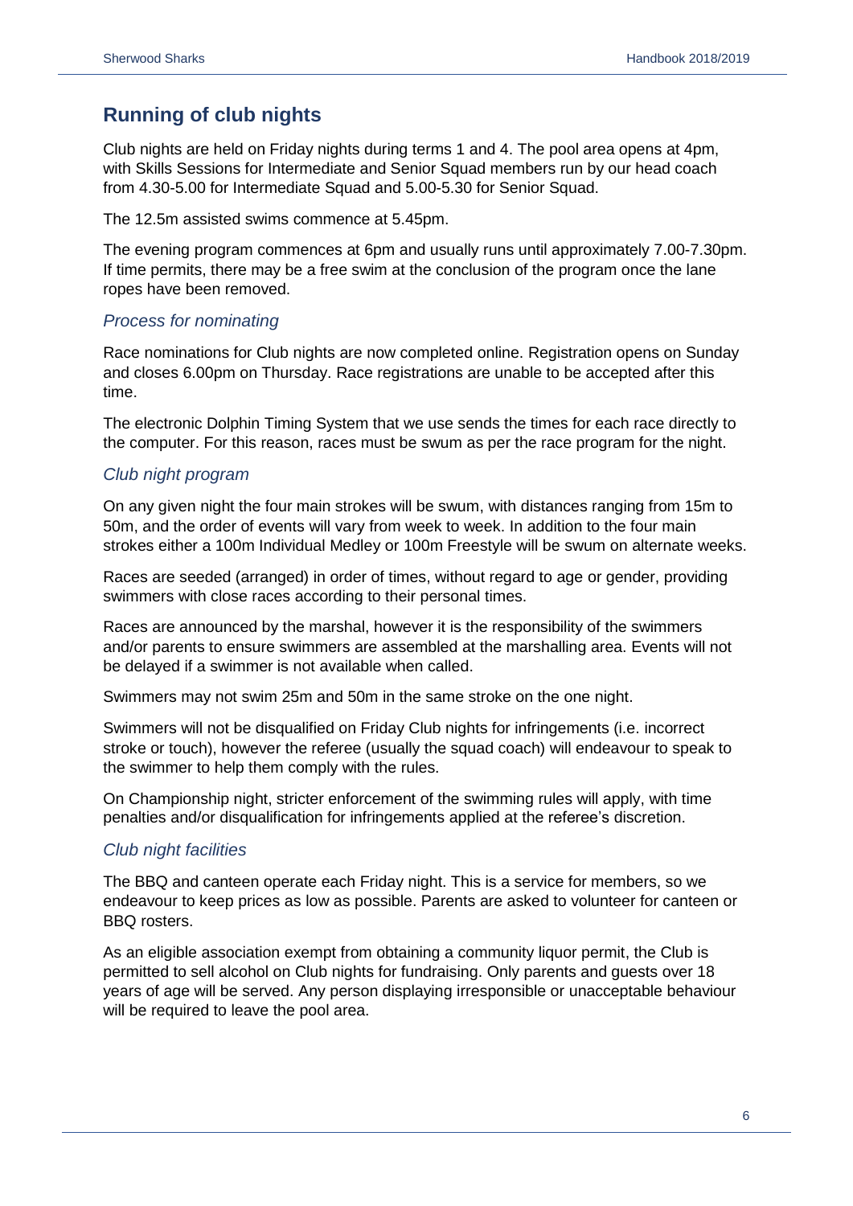## Running of club nights

Club nights are held on Friday nights during terms 1 and 4. The pool area opens at 4pm, with Skills Sessions for Intermediate and Senior Squad members run by our head coach from 4.30-5.00 for Intermediate Squad and 5.00-5.30 for Senior Squad.

The 12.5m assisted swims commence at 5.45pm.

The evening program commences at 6pm and usually runs until approximately 7.00-7.30pm. If time permits, there may be a free swim at the conclusion of the program once the lane ropes have been removed.

### *Process for nominating*

Race nominations for Club nights are now completed online. Registration opens on Sunday and closes 6.00pm on Thursday. Race registrations are unable to be accepted after this time.

The electronic Dolphin Timing System that we use sends the times for each race directly to the computer. For this reason, races must be swum as per the race program for the night.

### *Club night program*

On any given night the four main strokes will be swum, with distances ranging from 15m to 50m, and the order of events will vary from week to week. In addition to the four main strokes either a 100m Individual Medley or 100m Freestyle will be swum on alternate weeks.

Races are seeded (arranged) in order of times, without regard to age or gender, providing swimmers with close races according to their personal times.

Races are announced by the marshal, however it is the responsibility of the swimmers and/or parents to ensure swimmers are assembled at the marshalling area. Events will not be delayed if a swimmer is not available when called.

Swimmers may not swim 25m and 50m in the same stroke on the one night.

Swimmers will not be disqualified on Friday Club nights for infringements (i.e. incorrect stroke or touch), however the referee (usually the squad coach) will endeavour to speak to the swimmer to help them comply with the rules.

On Championship night, stricter enforcement of the swimming rules will apply, with time penalties and/or disqualification for infringements applied at the referee's discretion.

### *Club night facilities*

The BBQ and canteen operate each Friday night. This is a service for members, so we endeavour to keep prices as low as possible. Parents are asked to volunteer for canteen or BBQ rosters.

As an eligible association exempt from obtaining a community liquor permit, the Club is permitted to sell alcohol on Club nights for fundraising. Only parents and guests over 18 years of age will be served. Any person displaying irresponsible or unacceptable behaviour will be required to leave the pool area.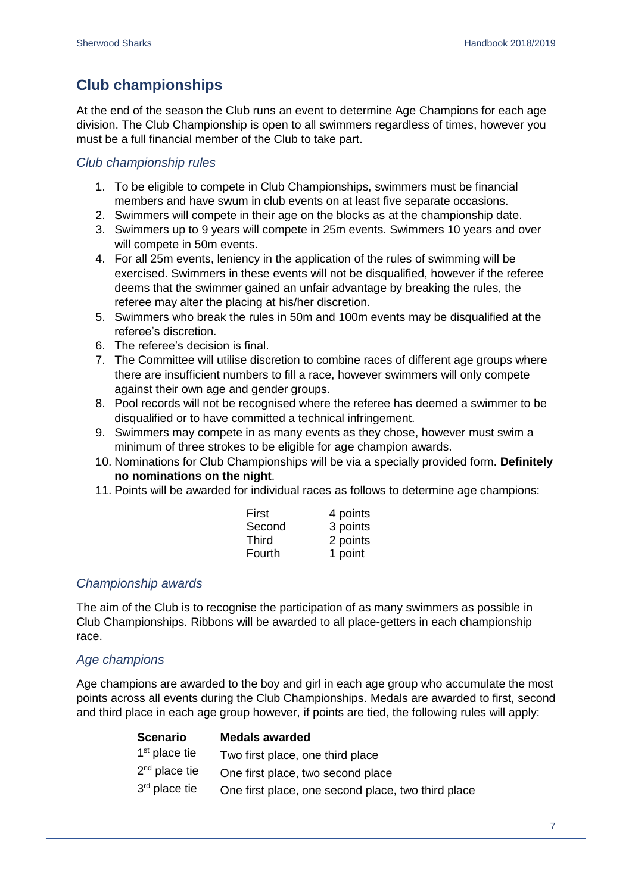## Club championships

At the end of the season the Club runs an event to determine Age Champions for each age division. The Club Championship is open to all swimmers regardless of times, however you must be a full financial member of the Club to take part.

### *Club championship rules*

1. To be eligible to compete in Club Championships, swimmers must be financial members and have swum in club events on at least five separate occasions.
2. Swimmers will compete in their age on the blocks as at the championship date.
3. Swimmers up to 9 years will compete in 25m events. Swimmers 10 years and over will compete in 50m events.
4. For all 25m events, leniency in the application of the rules of swimming will be exercised. Swimmers in these events will not be disqualified, however if the referee deems that the swimmer gained an unfair advantage by breaking the rules, the referee may alter the placing at his/her discretion.
5. Swimmers who break the rules in 50m and 100m events may be disqualified at the referee's discretion.
6. The referee's decision is final.
7. The Committee will utilise discretion to combine races of different age groups where there are insufficient numbers to fill a race, however swimmers will only compete against their own age and gender groups.
8. Pool records will not be recognised where the referee has deemed a swimmer to be disqualified or to have committed a technical infringement.
9. Swimmers may compete in as many events as they chose, however must swim a minimum of three strokes to be eligible for age champion awards.
10. Nominations for Club Championships will be via a specially provided form. **Definitely no nominations on the night**.
11. Points will be awarded for individual races as follows to determine age champions:

| | |
|---|---|
| First | 4 points |
| Second | 3 points |
| Third | 2 points |
| Fourth | 1 point |

### *Championship awards*

The aim of the Club is to recognise the participation of as many swimmers as possible in Club Championships. Ribbons will be awarded to all place-getters in each championship race.

### *Age champions*

Age champions are awarded to the boy and girl in each age group who accumulate the most points across all events during the Club Championships. Medals are awarded to first, second and third place in each age group however, if points are tied, the following rules will apply:

| Scenario | Medals awarded |
|---|---|
| 1st place tie | Two first place, one third place |
| 2nd place tie | One first place, two second place |
| 3rd place tie | One first place, one second place, two third place |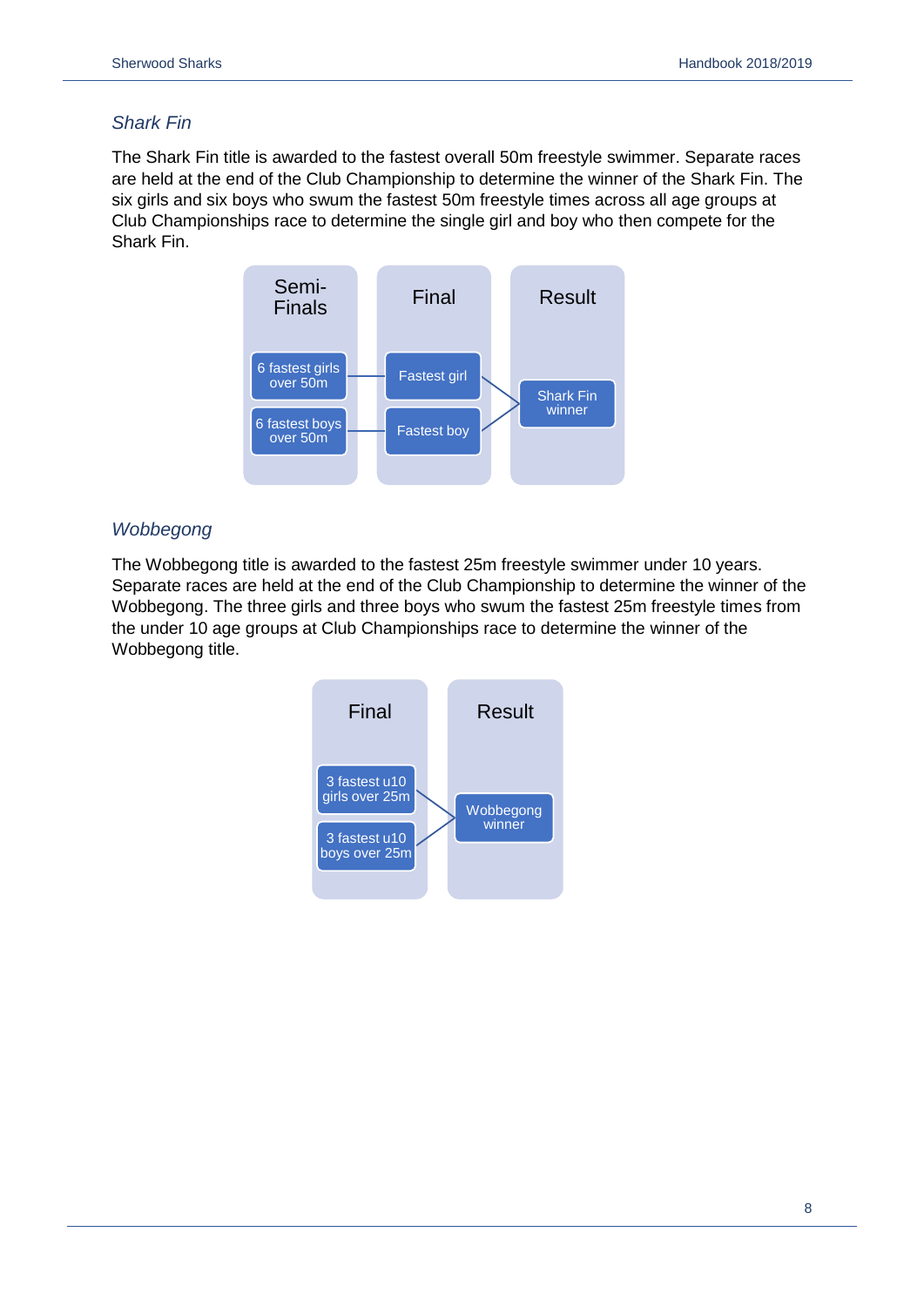### *Shark Fin*

The Shark Fin title is awarded to the fastest overall 50m freestyle swimmer. Separate races are held at the end of the Club Championship to determine the winner of the Shark Fin. The six girls and six boys who swum the fastest 50m freestyle times across all age groups at Club Championships race to determine the single girl and boy who then compete for the Shark Fin.

| Semi-Finals | Final | Result |
| --- | --- | --- |
| 6 fastest girls over 50m | Fastest girl | Shark Fin winner |
| 6 fastest boys over 50m | Fastest boy | |

### *Wobbegong*

The Wobbegong title is awarded to the fastest 25m freestyle swimmer under 10 years. Separate races are held at the end of the Club Championship to determine the winner of the Wobbegong. The three girls and three boys who swum the fastest 25m freestyle times from the under 10 age groups at Club Championships race to determine the winner of the Wobbegong title.

| Final | Result |
| --- | --- |
| 3 fastest u10 girls over 25m | Wobbegong winner |
| 3 fastest u10 boys over 25m | |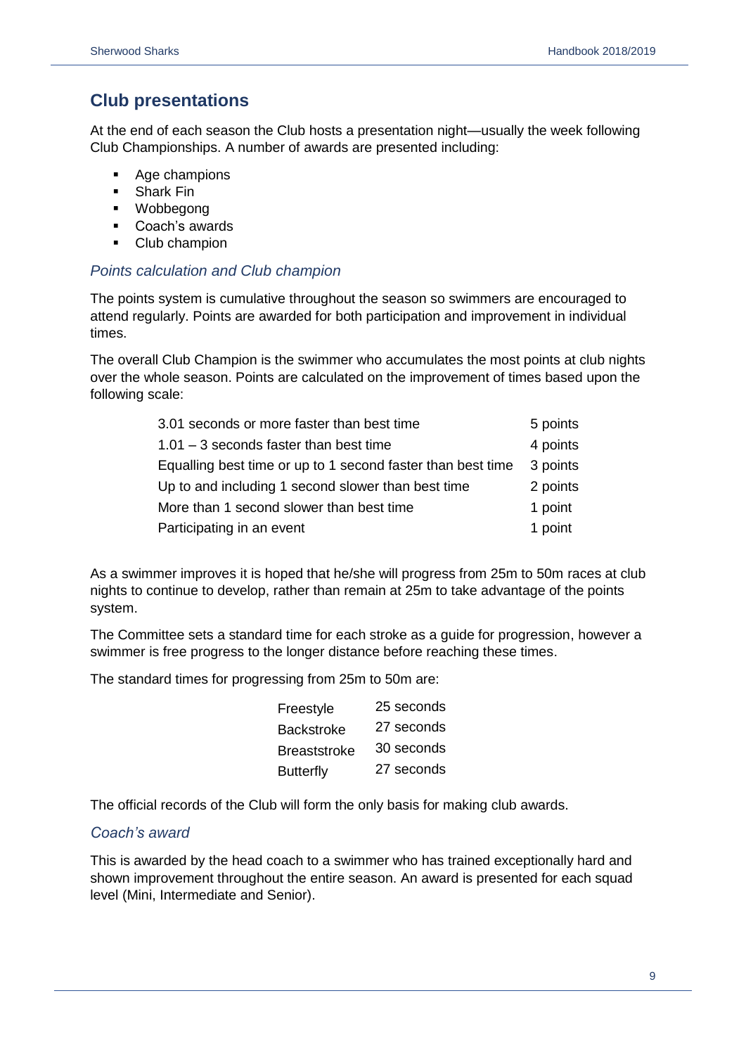## Club presentations

At the end of each season the Club hosts a presentation night—usually the week following Club Championships. A number of awards are presented including:

- Age champions
- Shark Fin
- Wobbegong
- Coach's awards
- Club champion

### *Points calculation and Club champion*

The points system is cumulative throughout the season so swimmers are encouraged to attend regularly. Points are awarded for both participation and improvement in individual times.

The overall Club Champion is the swimmer who accumulates the most points at club nights over the whole season. Points are calculated on the improvement of times based upon the following scale:

| | |
|---|---|
| 3.01 seconds or more faster than best time | 5 points |
| 1.01 – 3 seconds faster than best time | 4 points |
| Equalling best time or up to 1 second faster than best time | 3 points |
| Up to and including 1 second slower than best time | 2 points |
| More than 1 second slower than best time | 1 point |
| Participating in an event | 1 point |

As a swimmer improves it is hoped that he/she will progress from 25m to 50m races at club nights to continue to develop, rather than remain at 25m to take advantage of the points system.

The Committee sets a standard time for each stroke as a guide for progression, however a swimmer is free progress to the longer distance before reaching these times.

The standard times for progressing from 25m to 50m are:

| | |
|---|---|
| Freestyle | 25 seconds |
| Backstroke | 27 seconds |
| Breaststroke | 30 seconds |
| Butterfly | 27 seconds |

The official records of the Club will form the only basis for making club awards.

### *Coach's award*

This is awarded by the head coach to a swimmer who has trained exceptionally hard and shown improvement throughout the entire season. An award is presented for each squad level (Mini, Intermediate and Senior).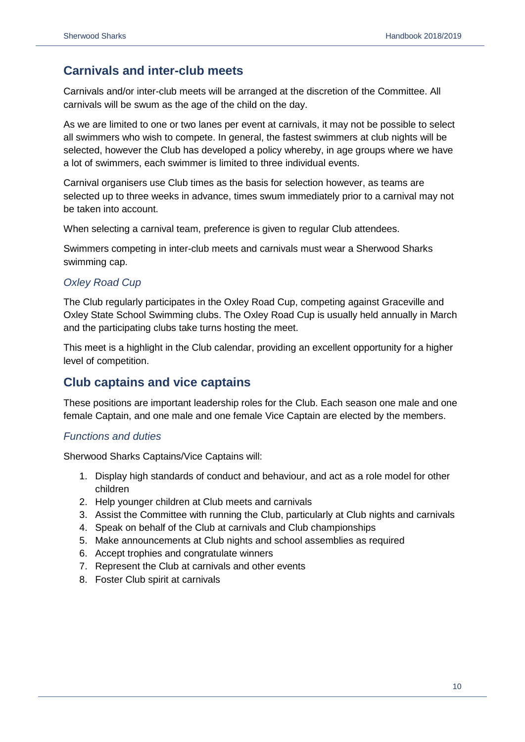## Carnivals and inter-club meets

Carnivals and/or inter-club meets will be arranged at the discretion of the Committee. All carnivals will be swum as the age of the child on the day.

As we are limited to one or two lanes per event at carnivals, it may not be possible to select all swimmers who wish to compete. In general, the fastest swimmers at club nights will be selected, however the Club has developed a policy whereby, in age groups where we have a lot of swimmers, each swimmer is limited to three individual events.

Carnival organisers use Club times as the basis for selection however, as teams are selected up to three weeks in advance, times swum immediately prior to a carnival may not be taken into account.

When selecting a carnival team, preference is given to regular Club attendees.

Swimmers competing in inter-club meets and carnivals must wear a Sherwood Sharks swimming cap.

### *Oxley Road Cup*

The Club regularly participates in the Oxley Road Cup, competing against Graceville and Oxley State School Swimming clubs. The Oxley Road Cup is usually held annually in March and the participating clubs take turns hosting the meet.

This meet is a highlight in the Club calendar, providing an excellent opportunity for a higher level of competition.

## Club captains and vice captains

These positions are important leadership roles for the Club. Each season one male and one female Captain, and one male and one female Vice Captain are elected by the members.

### *Functions and duties*

Sherwood Sharks Captains/Vice Captains will:

1. Display high standards of conduct and behaviour, and act as a role model for other children
2. Help younger children at Club meets and carnivals
3. Assist the Committee with running the Club, particularly at Club nights and carnivals
4. Speak on behalf of the Club at carnivals and Club championships
5. Make announcements at Club nights and school assemblies as required
6. Accept trophies and congratulate winners
7. Represent the Club at carnivals and other events
8. Foster Club spirit at carnivals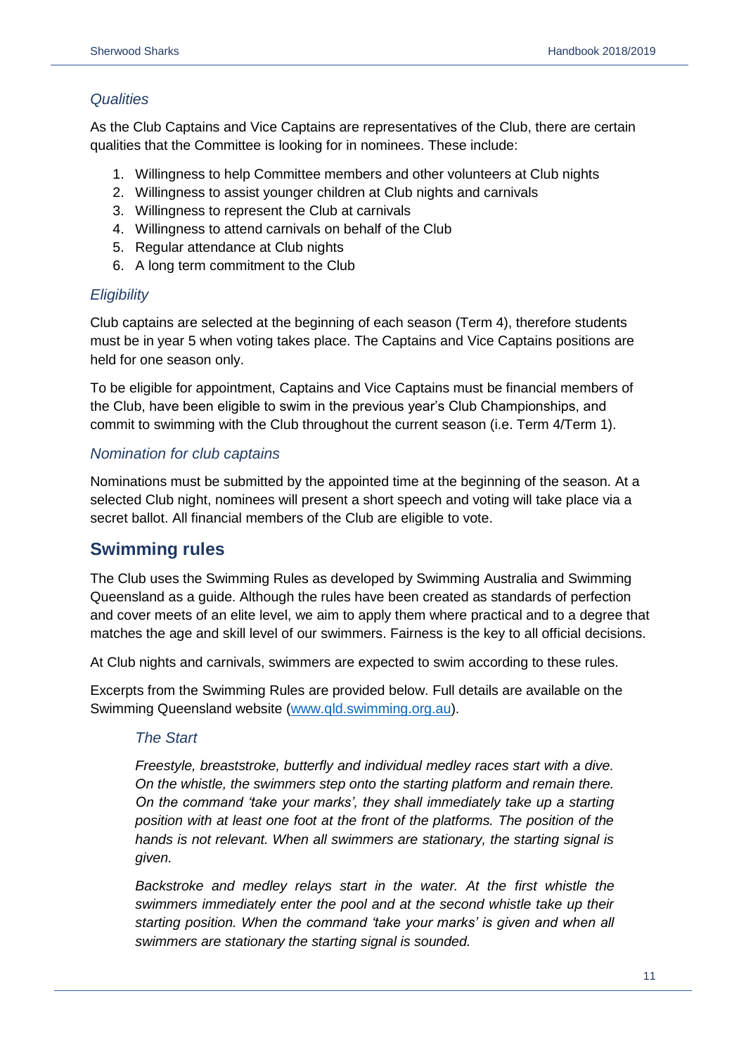### *Qualities*

As the Club Captains and Vice Captains are representatives of the Club, there are certain qualities that the Committee is looking for in nominees. These include:

1. Willingness to help Committee members and other volunteers at Club nights
2. Willingness to assist younger children at Club nights and carnivals
3. Willingness to represent the Club at carnivals
4. Willingness to attend carnivals on behalf of the Club
5. Regular attendance at Club nights
6. A long term commitment to the Club

### *Eligibility*

Club captains are selected at the beginning of each season (Term 4), therefore students must be in year 5 when voting takes place. The Captains and Vice Captains positions are held for one season only.

To be eligible for appointment, Captains and Vice Captains must be financial members of the Club, have been eligible to swim in the previous year's Club Championships, and commit to swimming with the Club throughout the current season (i.e. Term 4/Term 1).

### *Nomination for club captains*

Nominations must be submitted by the appointed time at the beginning of the season. At a selected Club night, nominees will present a short speech and voting will take place via a secret ballot. All financial members of the Club are eligible to vote.

## Swimming rules

The Club uses the Swimming Rules as developed by Swimming Australia and Swimming Queensland as a guide. Although the rules have been created as standards of perfection and cover meets of an elite level, we aim to apply them where practical and to a degree that matches the age and skill level of our swimmers. Fairness is the key to all official decisions.

At Club nights and carnivals, swimmers are expected to swim according to these rules.

Excerpts from the Swimming Rules are provided below. Full details are available on the Swimming Queensland website (www.qld.swimming.org.au).

> ### *The Start*
>
> *Freestyle, breaststroke, butterfly and individual medley races start with a dive. On the whistle, the swimmers step onto the starting platform and remain there. On the command 'take your marks', they shall immediately take up a starting position with at least one foot at the front of the platforms. The position of the hands is not relevant. When all swimmers are stationary, the starting signal is given.*
>
> *Backstroke and medley relays start in the water. At the first whistle the swimmers immediately enter the pool and at the second whistle take up their starting position. When the command 'take your marks' is given and when all swimmers are stationary the starting signal is sounded.*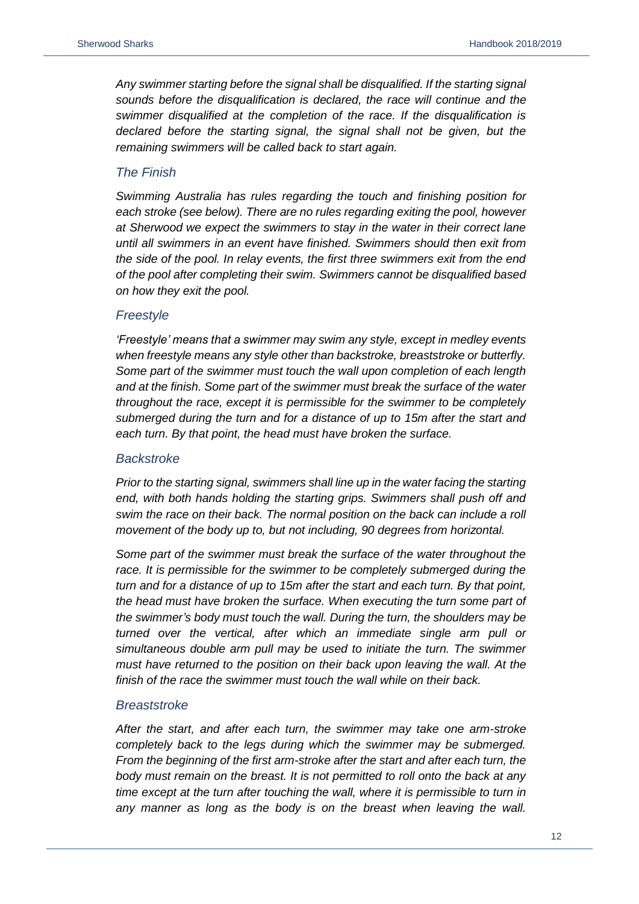*Any swimmer starting before the signal shall be disqualified. If the starting signal sounds before the disqualification is declared, the race will continue and the swimmer disqualified at the completion of the race. If the disqualification is declared before the starting signal, the signal shall not be given, but the remaining swimmers will be called back to start again.*

### *The Finish*

*Swimming Australia has rules regarding the touch and finishing position for each stroke (see below). There are no rules regarding exiting the pool, however at Sherwood we expect the swimmers to stay in the water in their correct lane until all swimmers in an event have finished. Swimmers should then exit from the side of the pool. In relay events, the first three swimmers exit from the end of the pool after completing their swim. Swimmers cannot be disqualified based on how they exit the pool.*

### *Freestyle*

*'Freestyle' means that a swimmer may swim any style, except in medley events when freestyle means any style other than backstroke, breaststroke or butterfly. Some part of the swimmer must touch the wall upon completion of each length and at the finish. Some part of the swimmer must break the surface of the water throughout the race, except it is permissible for the swimmer to be completely submerged during the turn and for a distance of up to 15m after the start and each turn. By that point, the head must have broken the surface.*

### *Backstroke*

*Prior to the starting signal, swimmers shall line up in the water facing the starting end, with both hands holding the starting grips. Swimmers shall push off and swim the race on their back. The normal position on the back can include a roll movement of the body up to, but not including, 90 degrees from horizontal.*

*Some part of the swimmer must break the surface of the water throughout the race. It is permissible for the swimmer to be completely submerged during the turn and for a distance of up to 15m after the start and each turn. By that point, the head must have broken the surface. When executing the turn some part of the swimmer's body must touch the wall. During the turn, the shoulders may be turned over the vertical, after which an immediate single arm pull or simultaneous double arm pull may be used to initiate the turn. The swimmer must have returned to the position on their back upon leaving the wall. At the finish of the race the swimmer must touch the wall while on their back.*

### *Breaststroke*

*After the start, and after each turn, the swimmer may take one arm-stroke completely back to the legs during which the swimmer may be submerged. From the beginning of the first arm-stroke after the start and after each turn, the body must remain on the breast. It is not permitted to roll onto the back at any time except at the turn after touching the wall, where it is permissible to turn in any manner as long as the body is on the breast when leaving the wall.*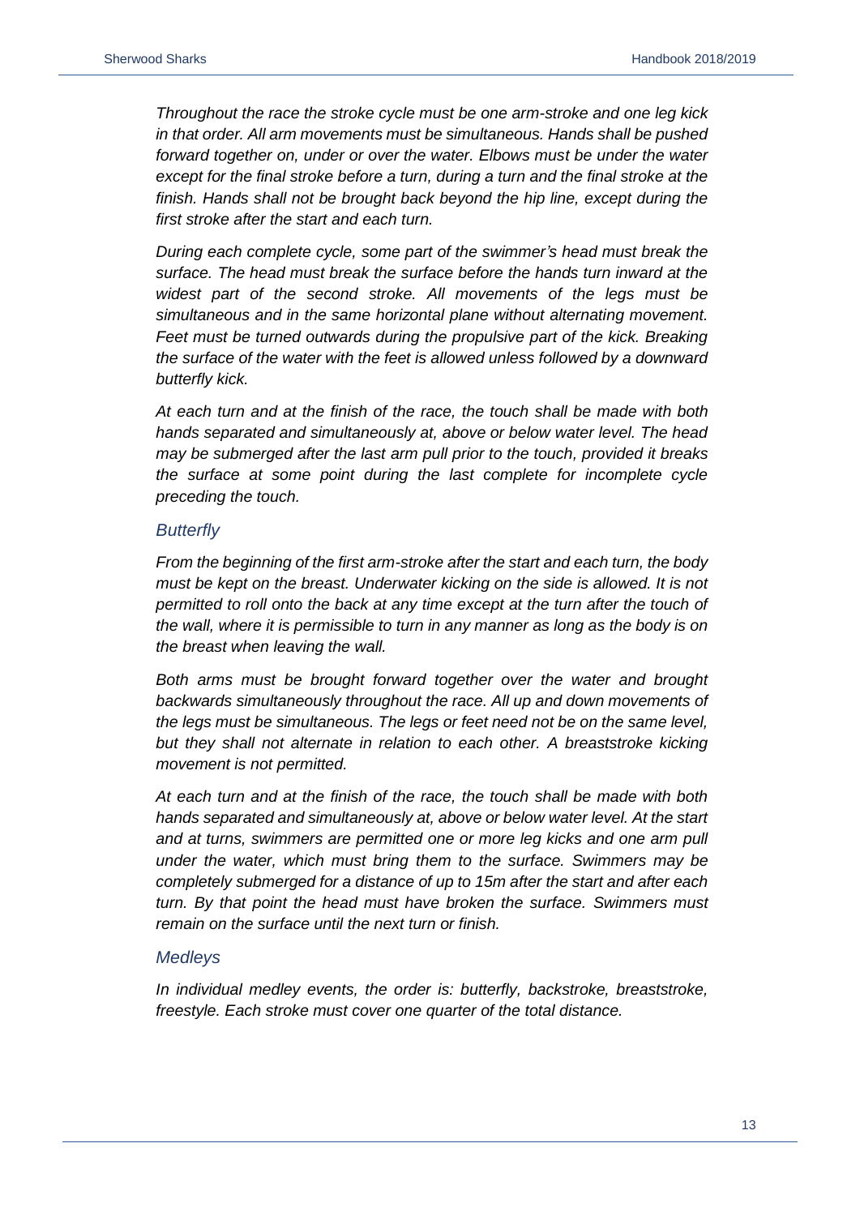*Throughout the race the stroke cycle must be one arm-stroke and one leg kick in that order. All arm movements must be simultaneous. Hands shall be pushed forward together on, under or over the water. Elbows must be under the water except for the final stroke before a turn, during a turn and the final stroke at the finish. Hands shall not be brought back beyond the hip line, except during the first stroke after the start and each turn.*

*During each complete cycle, some part of the swimmer's head must break the surface. The head must break the surface before the hands turn inward at the widest part of the second stroke. All movements of the legs must be simultaneous and in the same horizontal plane without alternating movement. Feet must be turned outwards during the propulsive part of the kick. Breaking the surface of the water with the feet is allowed unless followed by a downward butterfly kick.*

*At each turn and at the finish of the race, the touch shall be made with both hands separated and simultaneously at, above or below water level. The head may be submerged after the last arm pull prior to the touch, provided it breaks the surface at some point during the last complete for incomplete cycle preceding the touch.*

### *Butterfly*

*From the beginning of the first arm-stroke after the start and each turn, the body must be kept on the breast. Underwater kicking on the side is allowed. It is not permitted to roll onto the back at any time except at the turn after the touch of the wall, where it is permissible to turn in any manner as long as the body is on the breast when leaving the wall.*

*Both arms must be brought forward together over the water and brought backwards simultaneously throughout the race. All up and down movements of the legs must be simultaneous. The legs or feet need not be on the same level, but they shall not alternate in relation to each other. A breaststroke kicking movement is not permitted.*

*At each turn and at the finish of the race, the touch shall be made with both hands separated and simultaneously at, above or below water level. At the start and at turns, swimmers are permitted one or more leg kicks and one arm pull under the water, which must bring them to the surface. Swimmers may be completely submerged for a distance of up to 15m after the start and after each turn. By that point the head must have broken the surface. Swimmers must remain on the surface until the next turn or finish.*

### *Medleys*

*In individual medley events, the order is: butterfly, backstroke, breaststroke, freestyle. Each stroke must cover one quarter of the total distance.*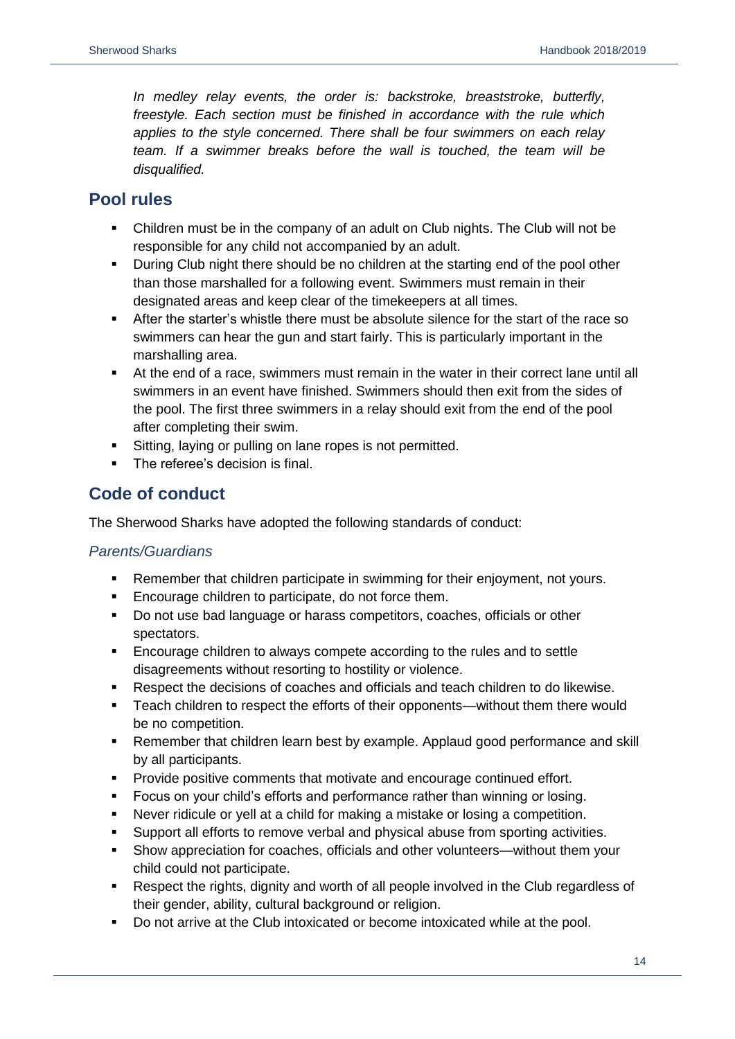*In medley relay events, the order is: backstroke, breaststroke, butterfly, freestyle. Each section must be finished in accordance with the rule which applies to the style concerned. There shall be four swimmers on each relay team. If a swimmer breaks before the wall is touched, the team will be disqualified.*

## Pool rules

- Children must be in the company of an adult on Club nights. The Club will not be responsible for any child not accompanied by an adult.
- During Club night there should be no children at the starting end of the pool other than those marshalled for a following event. Swimmers must remain in their designated areas and keep clear of the timekeepers at all times.
- After the starter's whistle there must be absolute silence for the start of the race so swimmers can hear the gun and start fairly. This is particularly important in the marshalling area.
- At the end of a race, swimmers must remain in the water in their correct lane until all swimmers in an event have finished. Swimmers should then exit from the sides of the pool. The first three swimmers in a relay should exit from the end of the pool after completing their swim.
- Sitting, laying or pulling on lane ropes is not permitted.
- The referee's decision is final.

## Code of conduct

The Sherwood Sharks have adopted the following standards of conduct:

### *Parents/Guardians*

- Remember that children participate in swimming for their enjoyment, not yours.
- Encourage children to participate, do not force them.
- Do not use bad language or harass competitors, coaches, officials or other spectators.
- Encourage children to always compete according to the rules and to settle disagreements without resorting to hostility or violence.
- Respect the decisions of coaches and officials and teach children to do likewise.
- Teach children to respect the efforts of their opponents—without them there would be no competition.
- Remember that children learn best by example. Applaud good performance and skill by all participants.
- Provide positive comments that motivate and encourage continued effort.
- Focus on your child's efforts and performance rather than winning or losing.
- Never ridicule or yell at a child for making a mistake or losing a competition.
- Support all efforts to remove verbal and physical abuse from sporting activities.
- Show appreciation for coaches, officials and other volunteers—without them your child could not participate.
- Respect the rights, dignity and worth of all people involved in the Club regardless of their gender, ability, cultural background or religion.
- Do not arrive at the Club intoxicated or become intoxicated while at the pool.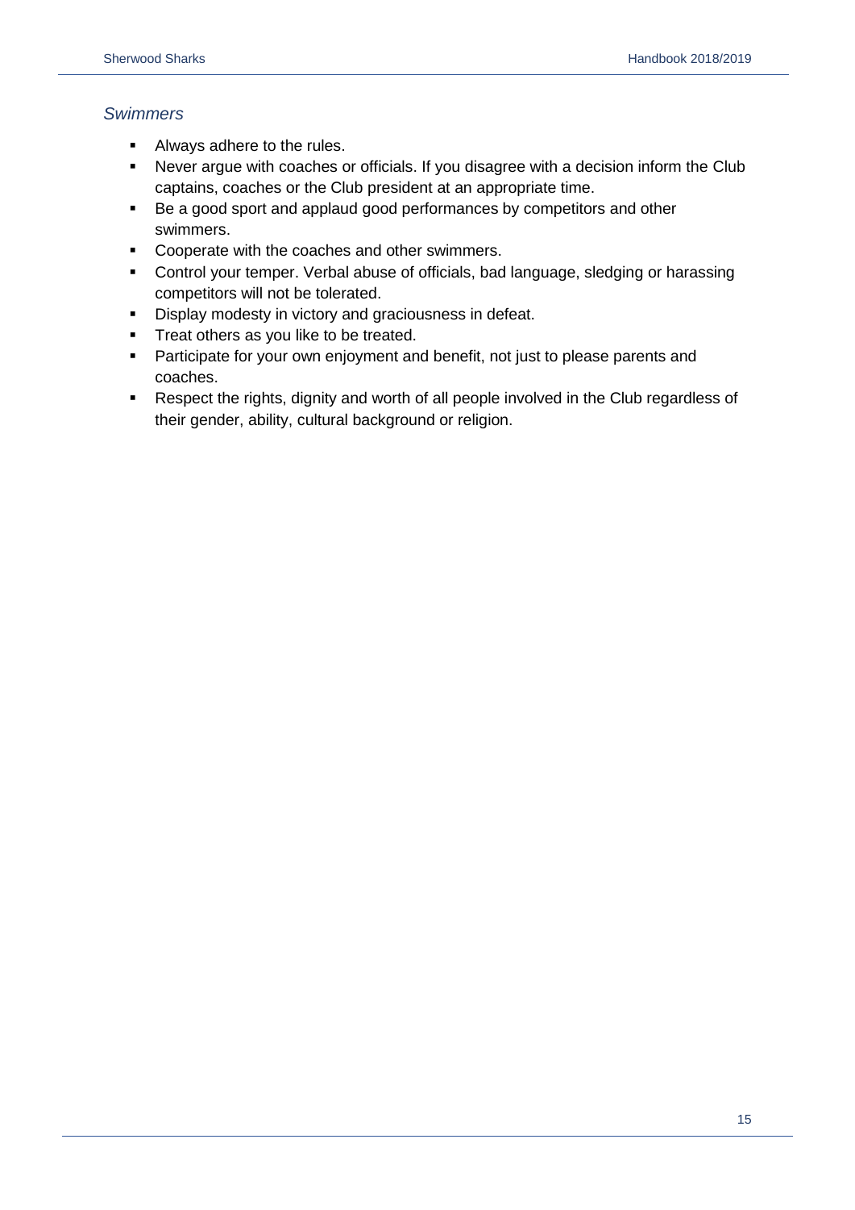### *Swimmers*

- Always adhere to the rules.
- Never argue with coaches or officials. If you disagree with a decision inform the Club captains, coaches or the Club president at an appropriate time.
- Be a good sport and applaud good performances by competitors and other swimmers.
- Cooperate with the coaches and other swimmers.
- Control your temper. Verbal abuse of officials, bad language, sledging or harassing competitors will not be tolerated.
- Display modesty in victory and graciousness in defeat.
- Treat others as you like to be treated.
- Participate for your own enjoyment and benefit, not just to please parents and coaches.
- Respect the rights, dignity and worth of all people involved in the Club regardless of their gender, ability, cultural background or religion.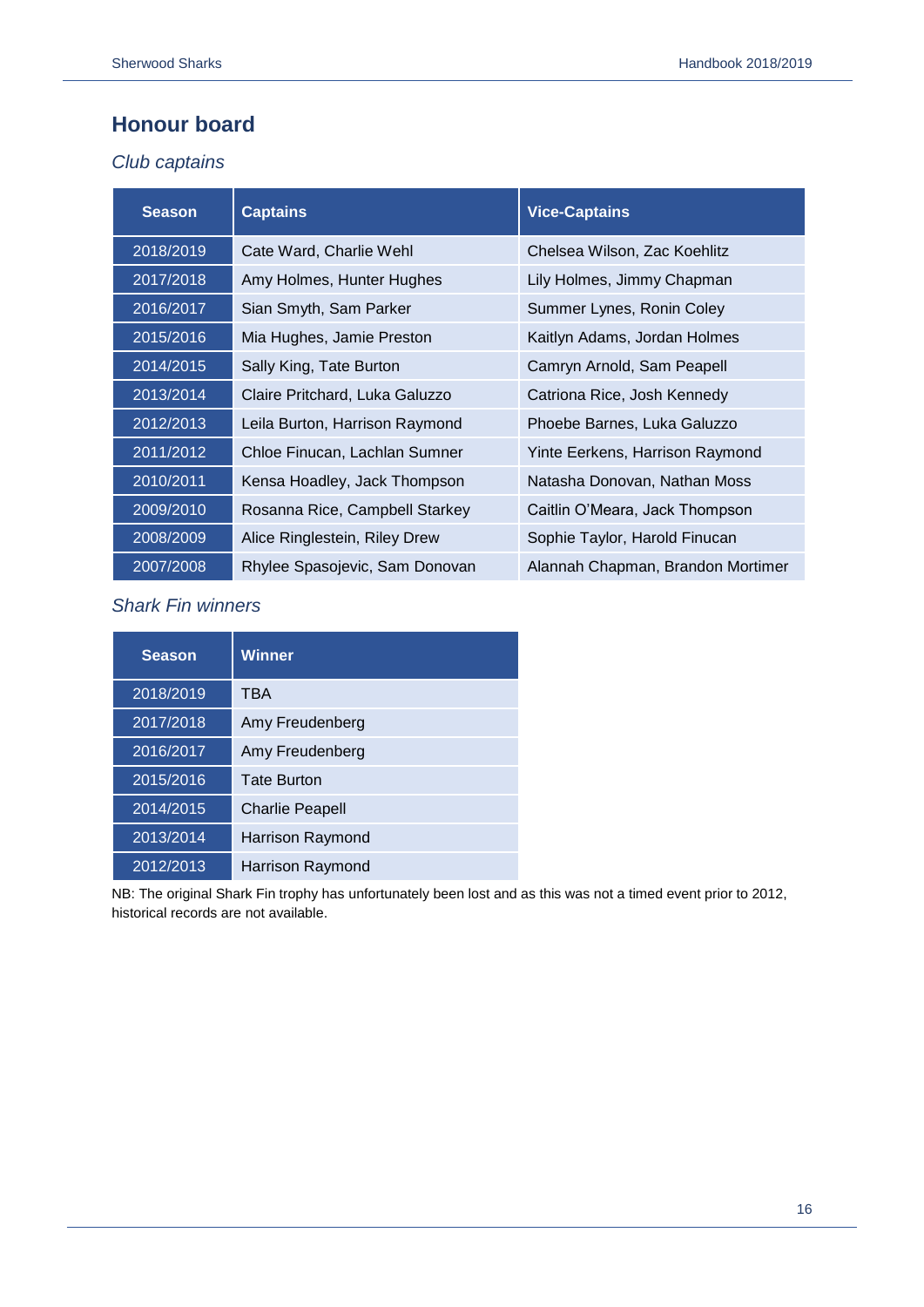## Honour board

### *Club captains*

| Season | Captains | Vice-Captains |
|---|---|---|
| 2018/2019 | Cate Ward, Charlie Wehl | Chelsea Wilson, Zac Koehlitz |
| 2017/2018 | Amy Holmes, Hunter Hughes | Lily Holmes, Jimmy Chapman |
| 2016/2017 | Sian Smyth, Sam Parker | Summer Lynes, Ronin Coley |
| 2015/2016 | Mia Hughes, Jamie Preston | Kaitlyn Adams, Jordan Holmes |
| 2014/2015 | Sally King, Tate Burton | Camryn Arnold, Sam Peapell |
| 2013/2014 | Claire Pritchard, Luka Galuzzo | Catriona Rice, Josh Kennedy |
| 2012/2013 | Leila Burton, Harrison Raymond | Phoebe Barnes, Luka Galuzzo |
| 2011/2012 | Chloe Finucan, Lachlan Sumner | Yinte Eerkens, Harrison Raymond |
| 2010/2011 | Kensa Hoadley, Jack Thompson | Natasha Donovan, Nathan Moss |
| 2009/2010 | Rosanna Rice, Campbell Starkey | Caitlin O'Meara, Jack Thompson |
| 2008/2009 | Alice Ringlestein, Riley Drew | Sophie Taylor, Harold Finucan |
| 2007/2008 | Rhylee Spasojevic, Sam Donovan | Alannah Chapman, Brandon Mortimer |

### *Shark Fin winners*

| Season | Winner |
|---|---|
| 2018/2019 | TBA |
| 2017/2018 | Amy Freudenberg |
| 2016/2017 | Amy Freudenberg |
| 2015/2016 | Tate Burton |
| 2014/2015 | Charlie Peapell |
| 2013/2014 | Harrison Raymond |
| 2012/2013 | Harrison Raymond |

NB: The original Shark Fin trophy has unfortunately been lost and as this was not a timed event prior to 2012, historical records are not available.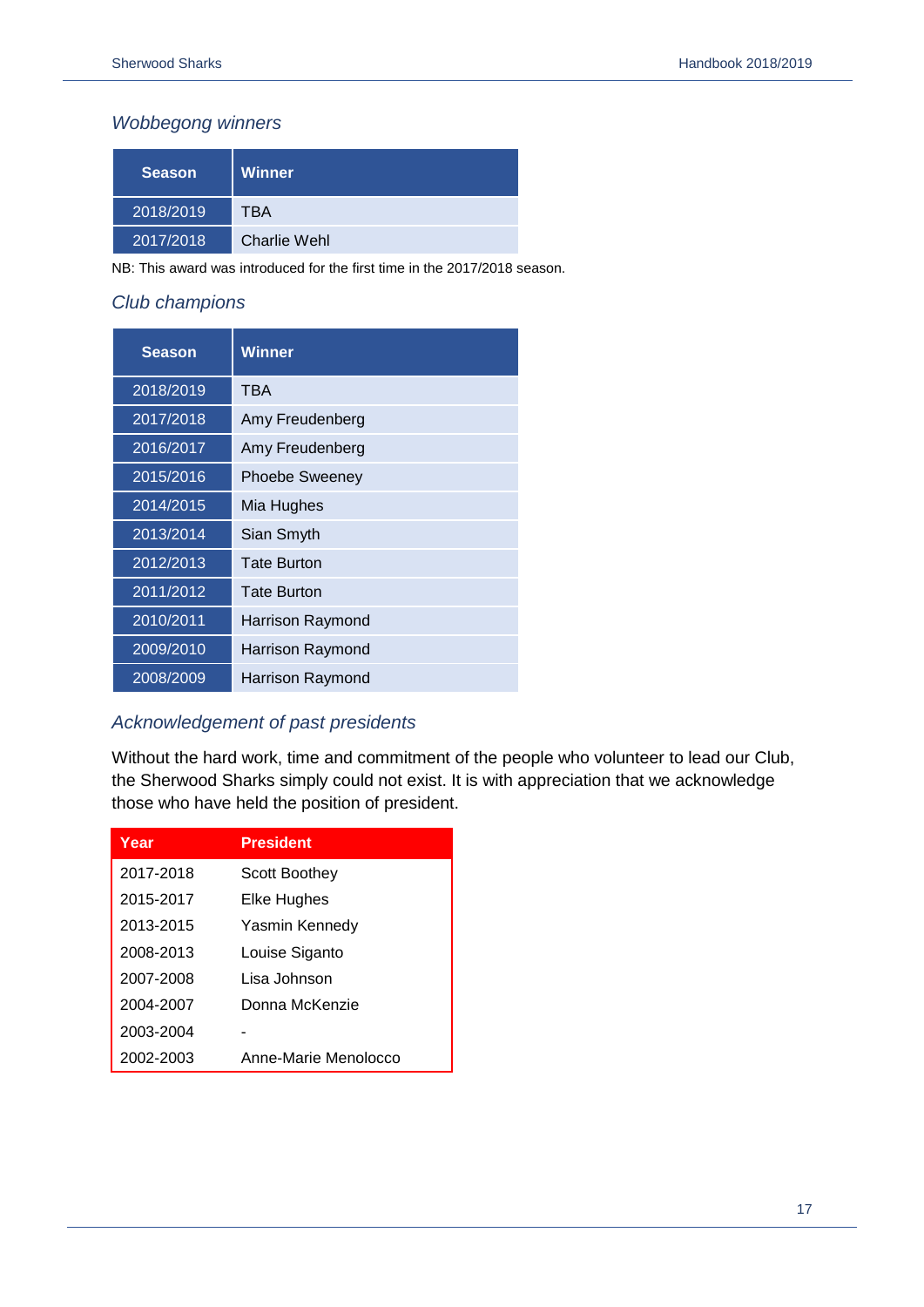### *Wobbegong winners*

| Season | Winner |
|---|---|
| 2018/2019 | TBA |
| 2017/2018 | Charlie Wehl |

NB: This award was introduced for the first time in the 2017/2018 season.

### *Club champions*

| Season | Winner |
|---|---|
| 2018/2019 | TBA |
| 2017/2018 | Amy Freudenberg |
| 2016/2017 | Amy Freudenberg |
| 2015/2016 | Phoebe Sweeney |
| 2014/2015 | Mia Hughes |
| 2013/2014 | Sian Smyth |
| 2012/2013 | Tate Burton |
| 2011/2012 | Tate Burton |
| 2010/2011 | Harrison Raymond |
| 2009/2010 | Harrison Raymond |
| 2008/2009 | Harrison Raymond |

### *Acknowledgement of past presidents*

Without the hard work, time and commitment of the people who volunteer to lead our Club, the Sherwood Sharks simply could not exist. It is with appreciation that we acknowledge those who have held the position of president.

| Year | President |
|---|---|
| 2017-2018 | Scott Boothey |
| 2015-2017 | Elke Hughes |
| 2013-2015 | Yasmin Kennedy |
| 2008-2013 | Louise Siganto |
| 2007-2008 | Lisa Johnson |
| 2004-2007 | Donna McKenzie |
| 2003-2004 | - |
| 2002-2003 | Anne-Marie Menolocco |